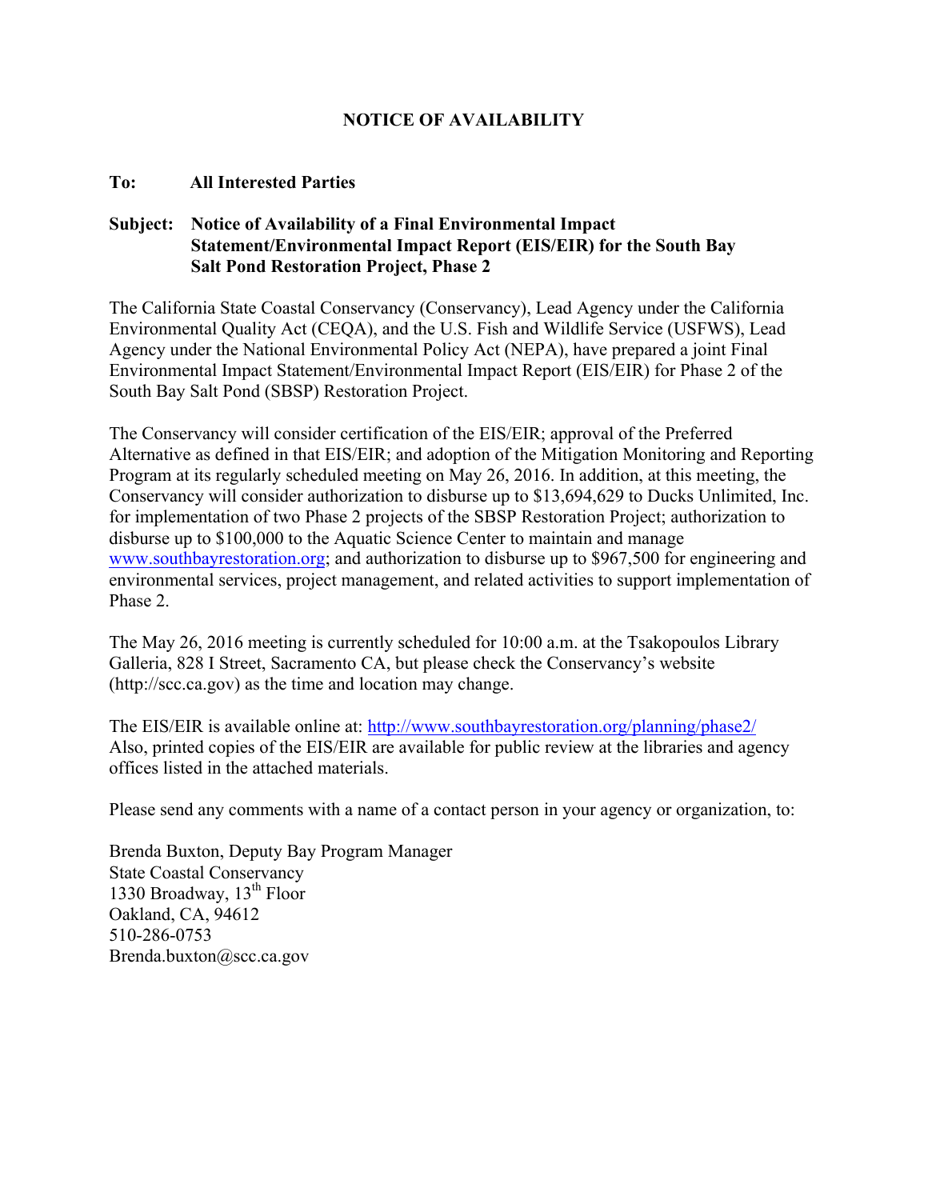# NOTICE OF AVAILABILITY

**To: All Interested Parties**

**Subject: Notice of Availability of a Final Environmental Impact Statement/Environmental Impact Report (EIS/EIR) for the South Bay Salt Pond Restoration Project, Phase 2**

The California State Coastal Conservancy (Conservancy), Lead Agency under the California Environmental Quality Act (CEQA), and the U.S. Fish and Wildlife Service (USFWS), Lead Agency under the National Environmental Policy Act (NEPA), have prepared a joint Final Environmental Impact Statement/Environmental Impact Report (EIS/EIR) for Phase 2 of the South Bay Salt Pond (SBSP) Restoration Project.

The Conservancy will consider certification of the EIS/EIR; approval of the Preferred Alternative as defined in that EIS/EIR; and adoption of the Mitigation Monitoring and Reporting Program at its regularly scheduled meeting on May 26, 2016. In addition, at this meeting, the Conservancy will consider authorization to disburse up to $13,694,629 to Ducks Unlimited, Inc. for implementation of two Phase 2 projects of the SBSP Restoration Project; authorization to disburse up to $100,000 to the Aquatic Science Center to maintain and manage www.southbayrestoration.org; and authorization to disburse up to $967,500 for engineering and environmental services, project management, and related activities to support implementation of Phase 2.

The May 26, 2016 meeting is currently scheduled for 10:00 a.m. at the Tsakopoulos Library Galleria, 828 I Street, Sacramento CA, but please check the Conservancy's website (http://scc.ca.gov) as the time and location may change.

The EIS/EIR is available online at: http://www.southbayrestoration.org/planning/phase2/
Also, printed copies of the EIS/EIR are available for public review at the libraries and agency offices listed in the attached materials.

Please send any comments with a name of a contact person in your agency or organization, to:

Brenda Buxton, Deputy Bay Program Manager
State Coastal Conservancy
1330 Broadway, 13th Floor
Oakland, CA, 94612
510-286-0753
Brenda.buxton@scc.ca.gov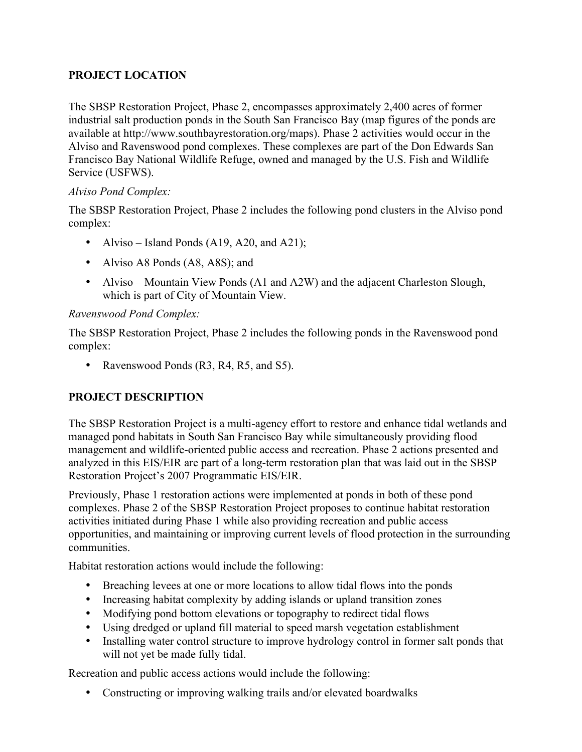## PROJECT LOCATION

The SBSP Restoration Project, Phase 2, encompasses approximately 2,400 acres of former industrial salt production ponds in the South San Francisco Bay (map figures of the ponds are available at http://www.southbayrestoration.org/maps). Phase 2 activities would occur in the Alviso and Ravenswood pond complexes. These complexes are part of the Don Edwards San Francisco Bay National Wildlife Refuge, owned and managed by the U.S. Fish and Wildlife Service (USFWS).

*Alviso Pond Complex:*

The SBSP Restoration Project, Phase 2 includes the following pond clusters in the Alviso pond complex:

- Alviso – Island Ponds (A19, A20, and A21);
- Alviso A8 Ponds (A8, A8S); and
- Alviso – Mountain View Ponds (A1 and A2W) and the adjacent Charleston Slough, which is part of City of Mountain View.

*Ravenswood Pond Complex:*

The SBSP Restoration Project, Phase 2 includes the following ponds in the Ravenswood pond complex:

- Ravenswood Ponds (R3, R4, R5, and S5).

## PROJECT DESCRIPTION

The SBSP Restoration Project is a multi-agency effort to restore and enhance tidal wetlands and managed pond habitats in South San Francisco Bay while simultaneously providing flood management and wildlife-oriented public access and recreation. Phase 2 actions presented and analyzed in this EIS/EIR are part of a long-term restoration plan that was laid out in the SBSP Restoration Project's 2007 Programmatic EIS/EIR.

Previously, Phase 1 restoration actions were implemented at ponds in both of these pond complexes. Phase 2 of the SBSP Restoration Project proposes to continue habitat restoration activities initiated during Phase 1 while also providing recreation and public access opportunities, and maintaining or improving current levels of flood protection in the surrounding communities.

Habitat restoration actions would include the following:

- Breaching levees at one or more locations to allow tidal flows into the ponds
- Increasing habitat complexity by adding islands or upland transition zones
- Modifying pond bottom elevations or topography to redirect tidal flows
- Using dredged or upland fill material to speed marsh vegetation establishment
- Installing water control structure to improve hydrology control in former salt ponds that will not yet be made fully tidal.

Recreation and public access actions would include the following:

- Constructing or improving walking trails and/or elevated boardwalks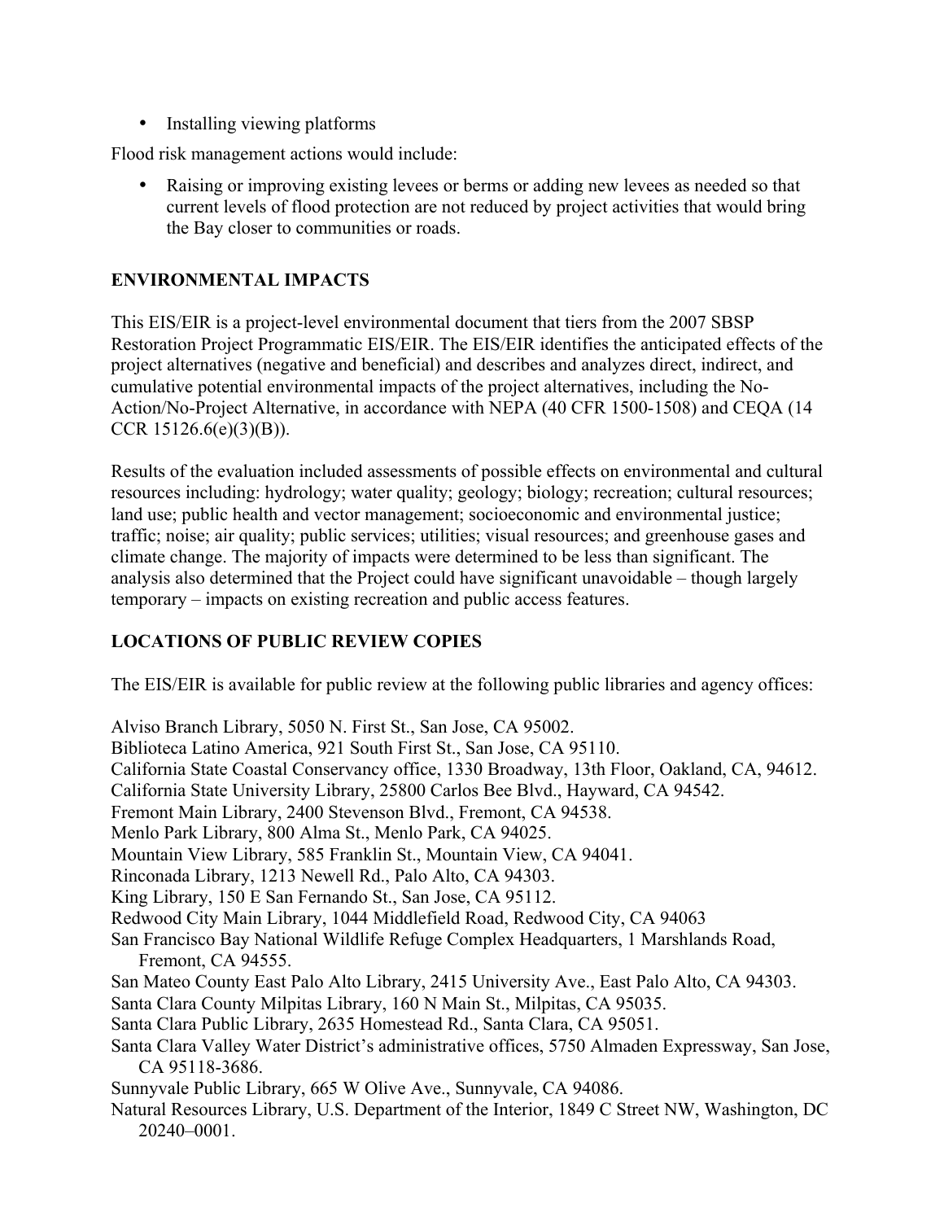- Installing viewing platforms

Flood risk management actions would include:

- Raising or improving existing levees or berms or adding new levees as needed so that current levels of flood protection are not reduced by project activities that would bring the Bay closer to communities or roads.

## ENVIRONMENTAL IMPACTS

This EIS/EIR is a project-level environmental document that tiers from the 2007 SBSP Restoration Project Programmatic EIS/EIR. The EIS/EIR identifies the anticipated effects of the project alternatives (negative and beneficial) and describes and analyzes direct, indirect, and cumulative potential environmental impacts of the project alternatives, including the No-Action/No-Project Alternative, in accordance with NEPA (40 CFR 1500-1508) and CEQA (14 CCR 15126.6(e)(3)(B)).

Results of the evaluation included assessments of possible effects on environmental and cultural resources including: hydrology; water quality; geology; biology; recreation; cultural resources; land use; public health and vector management; socioeconomic and environmental justice; traffic; noise; air quality; public services; utilities; visual resources; and greenhouse gases and climate change. The majority of impacts were determined to be less than significant. The analysis also determined that the Project could have significant unavoidable – though largely temporary – impacts on existing recreation and public access features.

## LOCATIONS OF PUBLIC REVIEW COPIES

The EIS/EIR is available for public review at the following public libraries and agency offices:

Alviso Branch Library, 5050 N. First St., San Jose, CA 95002.
Biblioteca Latino America, 921 South First St., San Jose, CA 95110.
California State Coastal Conservancy office, 1330 Broadway, 13th Floor, Oakland, CA, 94612.
California State University Library, 25800 Carlos Bee Blvd., Hayward, CA 94542.
Fremont Main Library, 2400 Stevenson Blvd., Fremont, CA 94538.
Menlo Park Library, 800 Alma St., Menlo Park, CA 94025.
Mountain View Library, 585 Franklin St., Mountain View, CA 94041.
Rinconada Library, 1213 Newell Rd., Palo Alto, CA 94303.
King Library, 150 E San Fernando St., San Jose, CA 95112.
Redwood City Main Library, 1044 Middlefield Road, Redwood City, CA 94063
San Francisco Bay National Wildlife Refuge Complex Headquarters, 1 Marshlands Road, Fremont, CA 94555.
San Mateo County East Palo Alto Library, 2415 University Ave., East Palo Alto, CA 94303.
Santa Clara County Milpitas Library, 160 N Main St., Milpitas, CA 95035.
Santa Clara Public Library, 2635 Homestead Rd., Santa Clara, CA 95051.
Santa Clara Valley Water District's administrative offices, 5750 Almaden Expressway, San Jose, CA 95118-3686.
Sunnyvale Public Library, 665 W Olive Ave., Sunnyvale, CA 94086.
Natural Resources Library, U.S. Department of the Interior, 1849 C Street NW, Washington, DC 20240–0001.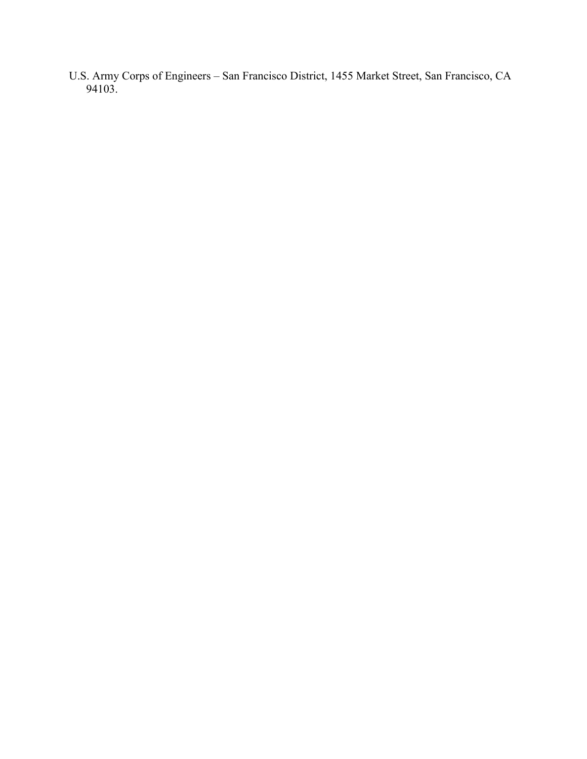U.S. Army Corps of Engineers – San Francisco District, 1455 Market Street, San Francisco, CA 94103.